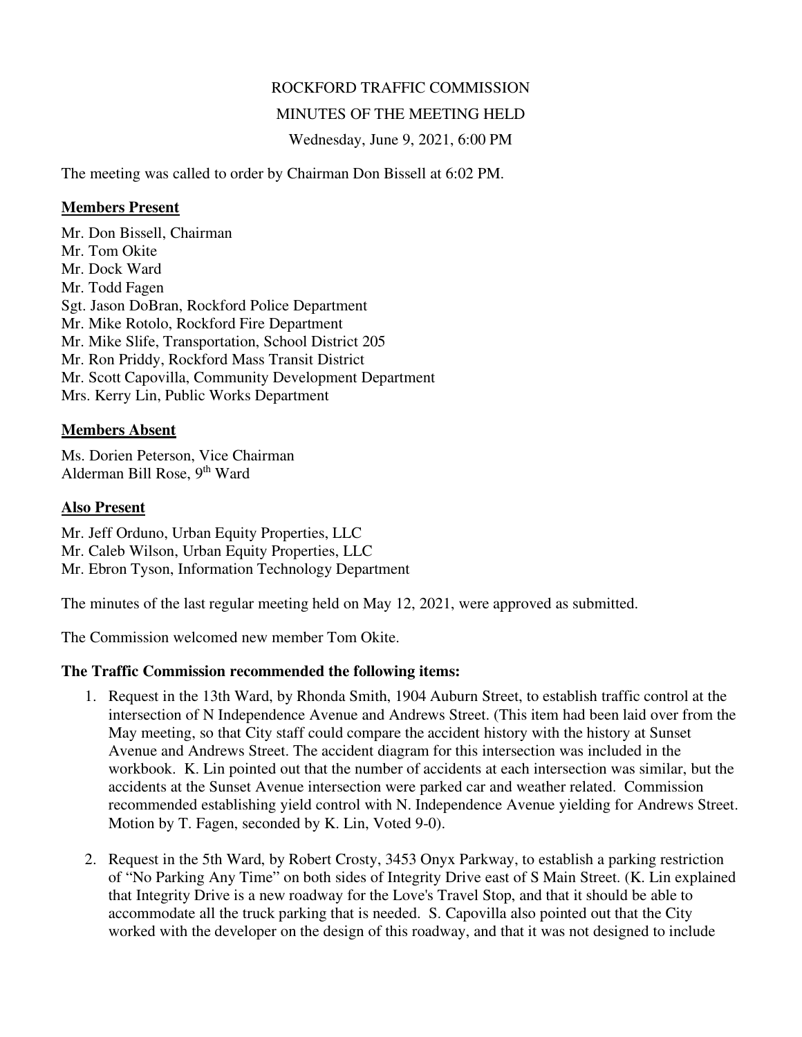ROCKFORD TRAFFIC COMMISSION

MINUTES OF THE MEETING HELD

Wednesday, June 9, 2021, 6:00 PM

The meeting was called to order by Chairman Don Bissell at 6:02 PM.

**Members Present**

Mr. Don Bissell, Chairman
Mr. Tom Okite
Mr. Dock Ward
Mr. Todd Fagen
Sgt. Jason DoBran, Rockford Police Department
Mr. Mike Rotolo, Rockford Fire Department
Mr. Mike Slife, Transportation, School District 205
Mr. Ron Priddy, Rockford Mass Transit District
Mr. Scott Capovilla, Community Development Department
Mrs. Kerry Lin, Public Works Department

**Members Absent**

Ms. Dorien Peterson, Vice Chairman
Alderman Bill Rose, 9th Ward

**Also Present**

Mr. Jeff Orduno, Urban Equity Properties, LLC
Mr. Caleb Wilson, Urban Equity Properties, LLC
Mr. Ebron Tyson, Information Technology Department

The minutes of the last regular meeting held on May 12, 2021, were approved as submitted.

The Commission welcomed new member Tom Okite.

**The Traffic Commission recommended the following items:**

1. Request in the 13th Ward, by Rhonda Smith, 1904 Auburn Street, to establish traffic control at the intersection of N Independence Avenue and Andrews Street. (This item had been laid over from the May meeting, so that City staff could compare the accident history with the history at Sunset Avenue and Andrews Street. The accident diagram for this intersection was included in the workbook. K. Lin pointed out that the number of accidents at each intersection was similar, but the accidents at the Sunset Avenue intersection were parked car and weather related. Commission recommended establishing yield control with N. Independence Avenue yielding for Andrews Street. Motion by T. Fagen, seconded by K. Lin, Voted 9-0).

2. Request in the 5th Ward, by Robert Crosty, 3453 Onyx Parkway, to establish a parking restriction of "No Parking Any Time" on both sides of Integrity Drive east of S Main Street. (K. Lin explained that Integrity Drive is a new roadway for the Love's Travel Stop, and that it should be able to accommodate all the truck parking that is needed. S. Capovilla also pointed out that the City worked with the developer on the design of this roadway, and that it was not designed to include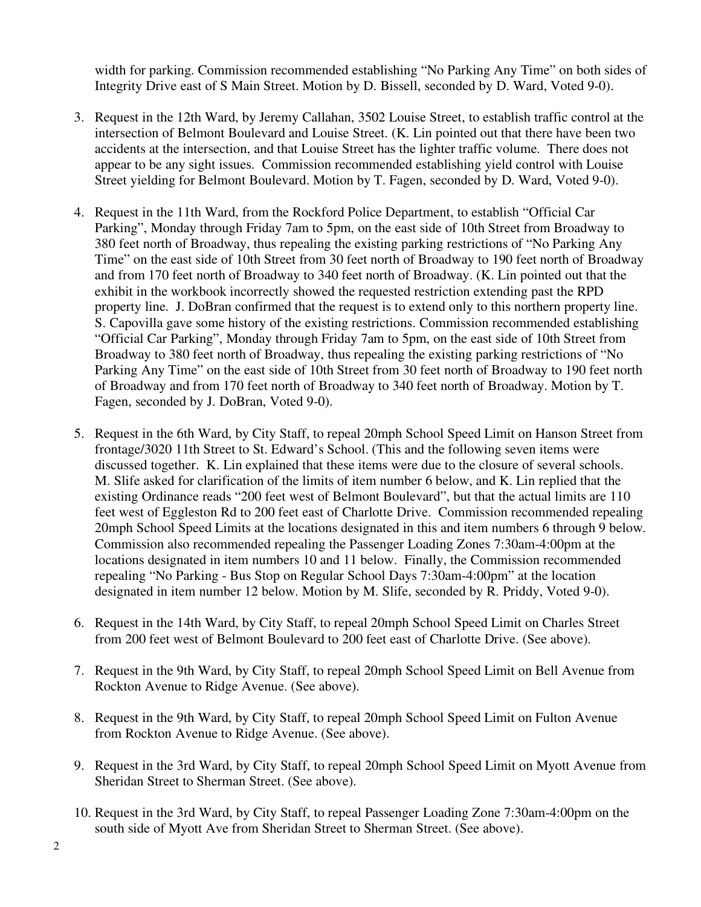width for parking. Commission recommended establishing "No Parking Any Time" on both sides of Integrity Drive east of S Main Street. Motion by D. Bissell, seconded by D. Ward, Voted 9-0).

3. Request in the 12th Ward, by Jeremy Callahan, 3502 Louise Street, to establish traffic control at the intersection of Belmont Boulevard and Louise Street. (K. Lin pointed out that there have been two accidents at the intersection, and that Louise Street has the lighter traffic volume. There does not appear to be any sight issues. Commission recommended establishing yield control with Louise Street yielding for Belmont Boulevard. Motion by T. Fagen, seconded by D. Ward, Voted 9-0).

4. Request in the 11th Ward, from the Rockford Police Department, to establish "Official Car Parking", Monday through Friday 7am to 5pm, on the east side of 10th Street from Broadway to 380 feet north of Broadway, thus repealing the existing parking restrictions of "No Parking Any Time" on the east side of 10th Street from 30 feet north of Broadway to 190 feet north of Broadway and from 170 feet north of Broadway to 340 feet north of Broadway. (K. Lin pointed out that the exhibit in the workbook incorrectly showed the requested restriction extending past the RPD property line. J. DoBran confirmed that the request is to extend only to this northern property line. S. Capovilla gave some history of the existing restrictions. Commission recommended establishing "Official Car Parking", Monday through Friday 7am to 5pm, on the east side of 10th Street from Broadway to 380 feet north of Broadway, thus repealing the existing parking restrictions of "No Parking Any Time" on the east side of 10th Street from 30 feet north of Broadway to 190 feet north of Broadway and from 170 feet north of Broadway to 340 feet north of Broadway. Motion by T. Fagen, seconded by J. DoBran, Voted 9-0).

5. Request in the 6th Ward, by City Staff, to repeal 20mph School Speed Limit on Hanson Street from frontage/3020 11th Street to St. Edward's School. (This and the following seven items were discussed together. K. Lin explained that these items were due to the closure of several schools. M. Slife asked for clarification of the limits of item number 6 below, and K. Lin replied that the existing Ordinance reads "200 feet west of Belmont Boulevard", but that the actual limits are 110 feet west of Eggleston Rd to 200 feet east of Charlotte Drive. Commission recommended repealing 20mph School Speed Limits at the locations designated in this and item numbers 6 through 9 below. Commission also recommended repealing the Passenger Loading Zones 7:30am-4:00pm at the locations designated in item numbers 10 and 11 below. Finally, the Commission recommended repealing "No Parking - Bus Stop on Regular School Days 7:30am-4:00pm" at the location designated in item number 12 below. Motion by M. Slife, seconded by R. Priddy, Voted 9-0).

6. Request in the 14th Ward, by City Staff, to repeal 20mph School Speed Limit on Charles Street from 200 feet west of Belmont Boulevard to 200 feet east of Charlotte Drive. (See above).

7. Request in the 9th Ward, by City Staff, to repeal 20mph School Speed Limit on Bell Avenue from Rockton Avenue to Ridge Avenue. (See above).

8. Request in the 9th Ward, by City Staff, to repeal 20mph School Speed Limit on Fulton Avenue from Rockton Avenue to Ridge Avenue. (See above).

9. Request in the 3rd Ward, by City Staff, to repeal 20mph School Speed Limit on Myott Avenue from Sheridan Street to Sherman Street. (See above).

10. Request in the 3rd Ward, by City Staff, to repeal Passenger Loading Zone 7:30am-4:00pm on the south side of Myott Ave from Sheridan Street to Sherman Street. (See above).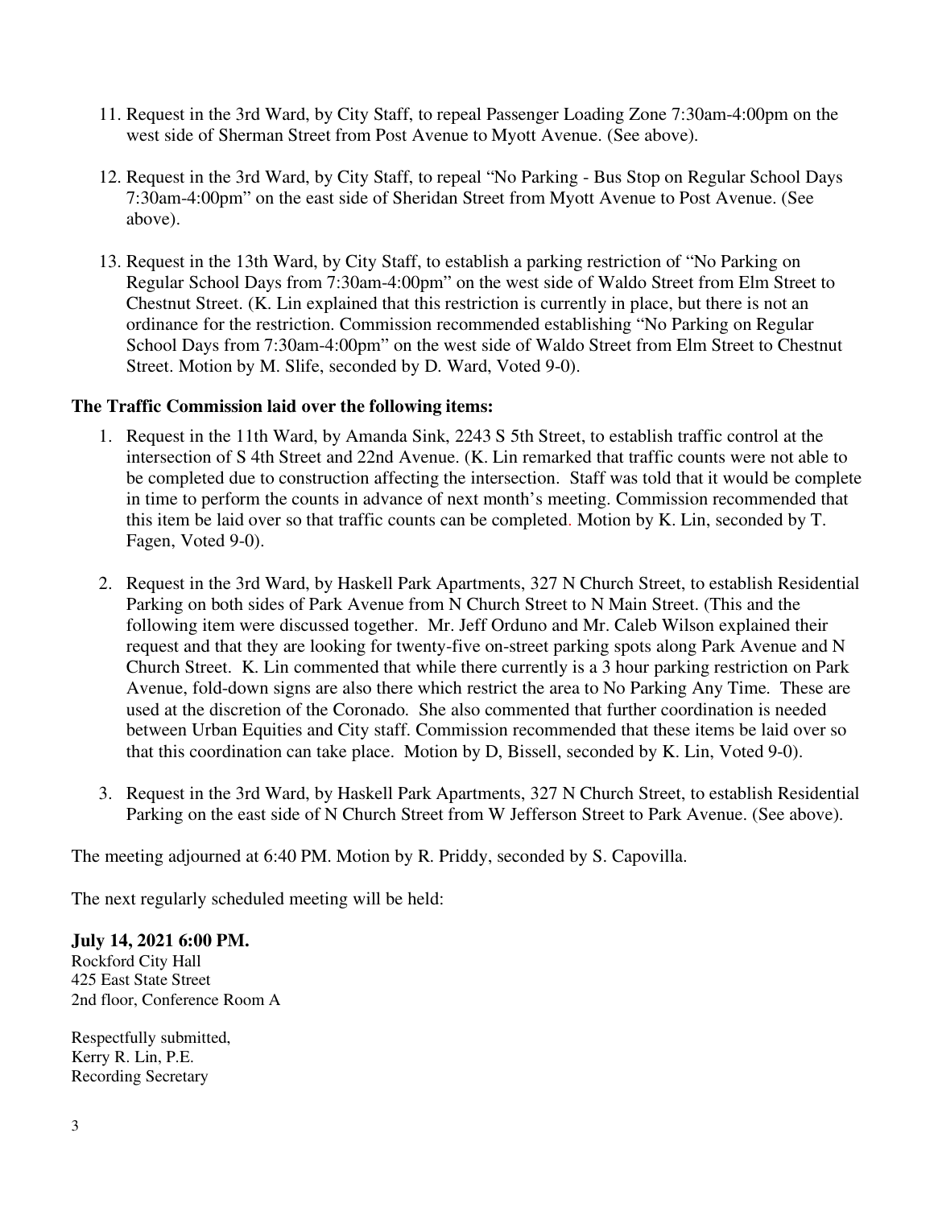11. Request in the 3rd Ward, by City Staff, to repeal Passenger Loading Zone 7:30am-4:00pm on the west side of Sherman Street from Post Avenue to Myott Avenue. (See above).

12. Request in the 3rd Ward, by City Staff, to repeal "No Parking - Bus Stop on Regular School Days 7:30am-4:00pm" on the east side of Sheridan Street from Myott Avenue to Post Avenue. (See above).

13. Request in the 13th Ward, by City Staff, to establish a parking restriction of "No Parking on Regular School Days from 7:30am-4:00pm" on the west side of Waldo Street from Elm Street to Chestnut Street. (K. Lin explained that this restriction is currently in place, but there is not an ordinance for the restriction. Commission recommended establishing "No Parking on Regular School Days from 7:30am-4:00pm" on the west side of Waldo Street from Elm Street to Chestnut Street. Motion by M. Slife, seconded by D. Ward, Voted 9-0).

**The Traffic Commission laid over the following items:**

1. Request in the 11th Ward, by Amanda Sink, 2243 S 5th Street, to establish traffic control at the intersection of S 4th Street and 22nd Avenue. (K. Lin remarked that traffic counts were not able to be completed due to construction affecting the intersection. Staff was told that it would be complete in time to perform the counts in advance of next month's meeting. Commission recommended that this item be laid over so that traffic counts can be completed. Motion by K. Lin, seconded by T. Fagen, Voted 9-0).

2. Request in the 3rd Ward, by Haskell Park Apartments, 327 N Church Street, to establish Residential Parking on both sides of Park Avenue from N Church Street to N Main Street. (This and the following item were discussed together. Mr. Jeff Orduno and Mr. Caleb Wilson explained their request and that they are looking for twenty-five on-street parking spots along Park Avenue and N Church Street. K. Lin commented that while there currently is a 3 hour parking restriction on Park Avenue, fold-down signs are also there which restrict the area to No Parking Any Time. These are used at the discretion of the Coronado. She also commented that further coordination is needed between Urban Equities and City staff. Commission recommended that these items be laid over so that this coordination can take place. Motion by D, Bissell, seconded by K. Lin, Voted 9-0).

3. Request in the 3rd Ward, by Haskell Park Apartments, 327 N Church Street, to establish Residential Parking on the east side of N Church Street from W Jefferson Street to Park Avenue. (See above).

The meeting adjourned at 6:40 PM. Motion by R. Priddy, seconded by S. Capovilla.

The next regularly scheduled meeting will be held:

**July 14, 2021 6:00 PM.**
Rockford City Hall
425 East State Street
2nd floor, Conference Room A

Respectfully submitted,
Kerry R. Lin, P.E.
Recording Secretary